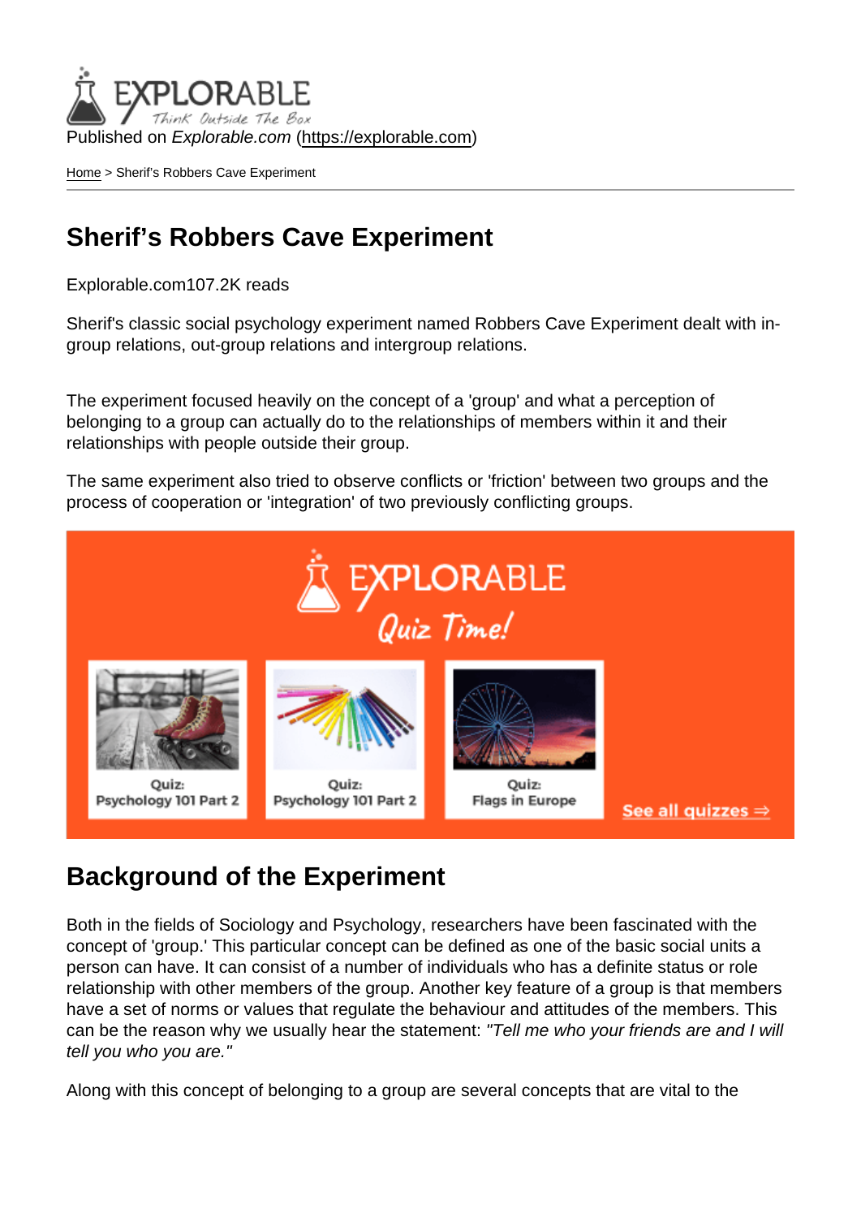Published on *Explorable.com* (https://explorable.com)

Home > Sherif's Robbers Cave Experiment

# Sherif's Robbers Cave Experiment

Explorable.com107.2K reads

Sherif's classic social psychology experiment named Robbers Cave Experiment dealt with in-group relations, out-group relations and intergroup relations.

The experiment focused heavily on the concept of a 'group' and what a perception of belonging to a group can actually do to the relationships of members within it and their relationships with people outside their group.

The same experiment also tried to observe conflicts or 'friction' between two groups and the process of cooperation or 'integration' of two previously conflicting groups.

## Background of the Experiment

Both in the fields of Sociology and Psychology, researchers have been fascinated with the concept of 'group.' This particular concept can be defined as one of the basic social units a person can have. It can consist of a number of individuals who has a definite status or role relationship with other members of the group. Another key feature of a group is that members have a set of norms or values that regulate the behaviour and attitudes of the members. This can be the reason why we usually hear the statement: *"Tell me who your friends are and I will tell you who you are."*

Along with this concept of belonging to a group are several concepts that are vital to the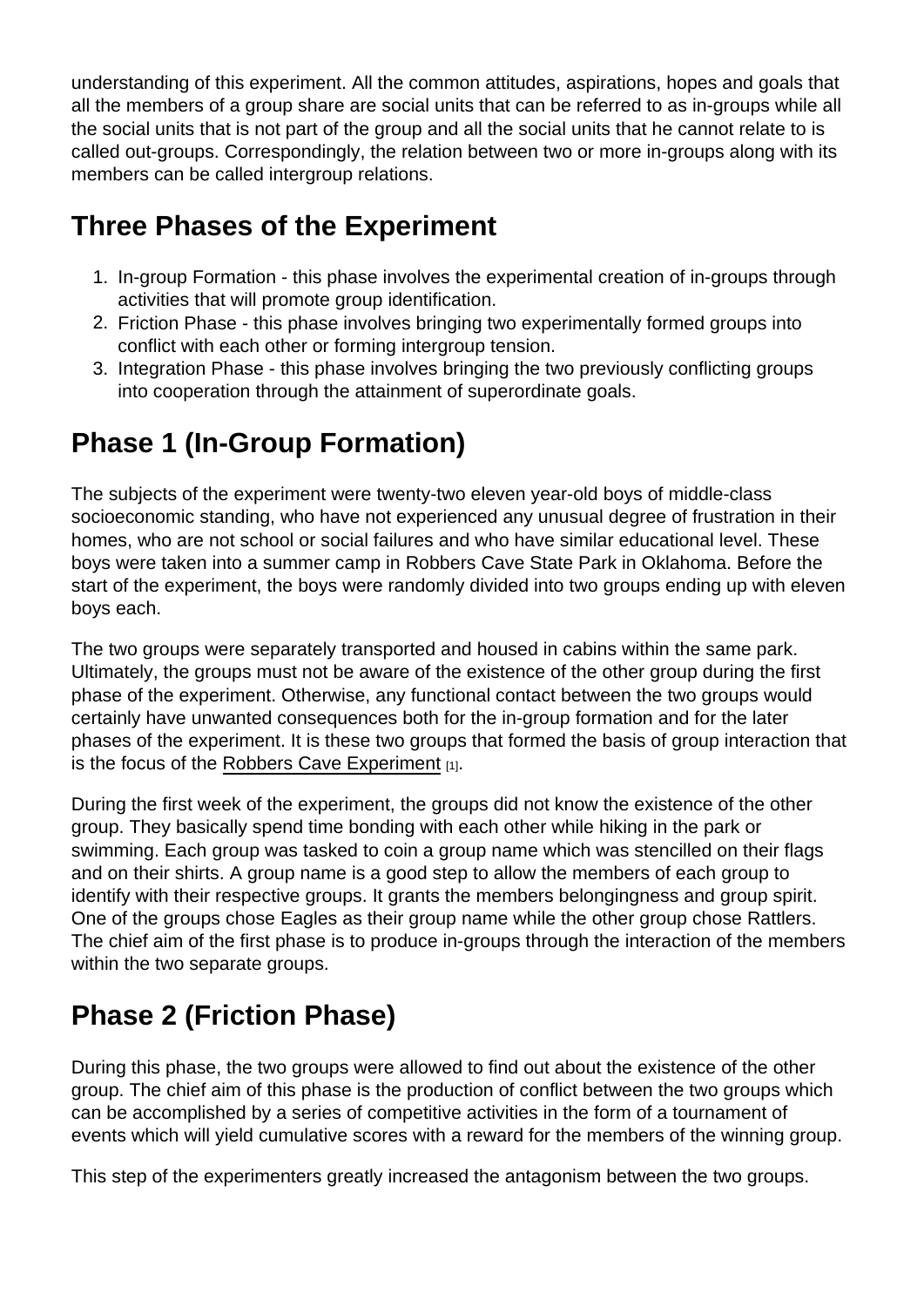understanding of this experiment. All the common attitudes, aspirations, hopes and goals that all the members of a group share are social units that can be referred to as in-groups while all the social units that is not part of the group and all the social units that he cannot relate to is called out-groups. Correspondingly, the relation between two or more in-groups along with its members can be called intergroup relations.

## Three Phases of the Experiment

1. In-group Formation - this phase involves the experimental creation of in-groups through activities that will promote group identification.
2. Friction Phase - this phase involves bringing two experimentally formed groups into conflict with each other or forming intergroup tension.
3. Integration Phase - this phase involves bringing the two previously conflicting groups into cooperation through the attainment of superordinate goals.

## Phase 1 (In-Group Formation)

The subjects of the experiment were twenty-two eleven year-old boys of middle-class socioeconomic standing, who have not experienced any unusual degree of frustration in their homes, who are not school or social failures and who have similar educational level. These boys were taken into a summer camp in Robbers Cave State Park in Oklahoma. Before the start of the experiment, the boys were randomly divided into two groups ending up with eleven boys each.

The two groups were separately transported and housed in cabins within the same park. Ultimately, the groups must not be aware of the existence of the other group during the first phase of the experiment. Otherwise, any functional contact between the two groups would certainly have unwanted consequences both for the in-group formation and for the later phases of the experiment. It is these two groups that formed the basis of group interaction that is the focus of the Robbers Cave Experiment [1].

During the first week of the experiment, the groups did not know the existence of the other group. They basically spend time bonding with each other while hiking in the park or swimming. Each group was tasked to coin a group name which was stencilled on their flags and on their shirts. A group name is a good step to allow the members of each group to identify with their respective groups. It grants the members belongingness and group spirit. One of the groups chose Eagles as their group name while the other group chose Rattlers. The chief aim of the first phase is to produce in-groups through the interaction of the members within the two separate groups.

## Phase 2 (Friction Phase)

During this phase, the two groups were allowed to find out about the existence of the other group. The chief aim of this phase is the production of conflict between the two groups which can be accomplished by a series of competitive activities in the form of a tournament of events which will yield cumulative scores with a reward for the members of the winning group.

This step of the experimenters greatly increased the antagonism between the two groups.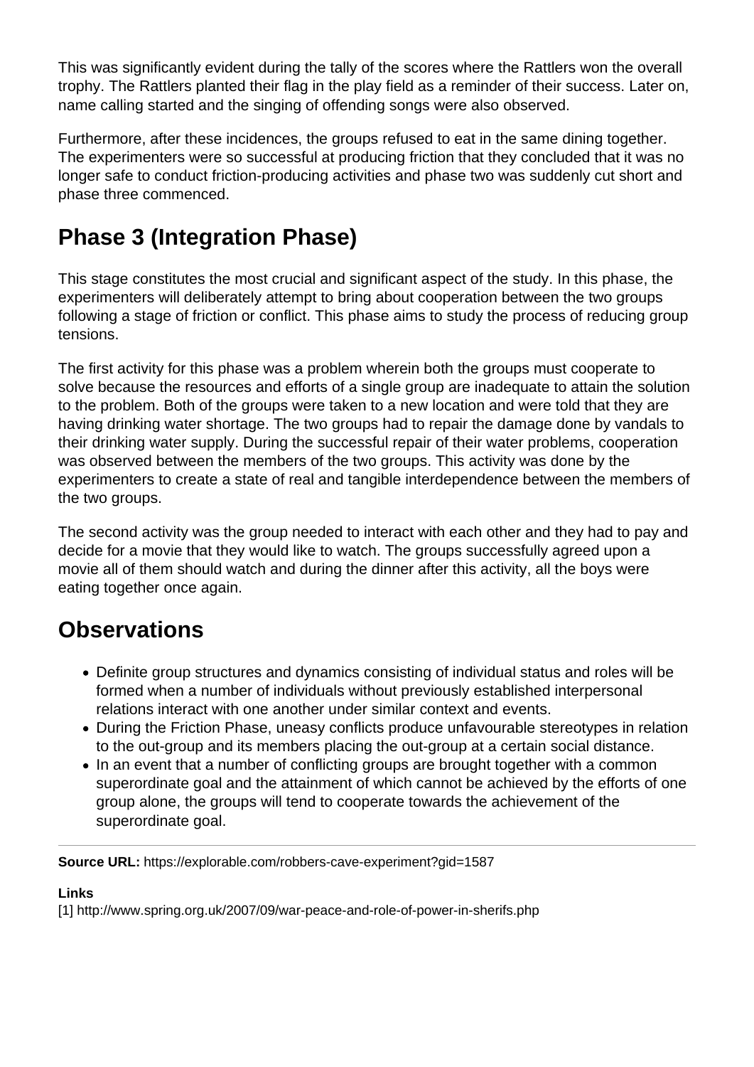This was significantly evident during the tally of the scores where the Rattlers won the overall trophy. The Rattlers planted their flag in the play field as a reminder of their success. Later on, name calling started and the singing of offending songs were also observed.

Furthermore, after these incidences, the groups refused to eat in the same dining together. The experimenters were so successful at producing friction that they concluded that it was no longer safe to conduct friction-producing activities and phase two was suddenly cut short and phase three commenced.

## Phase 3 (Integration Phase)

This stage constitutes the most crucial and significant aspect of the study. In this phase, the experimenters will deliberately attempt to bring about cooperation between the two groups following a stage of friction or conflict. This phase aims to study the process of reducing group tensions.

The first activity for this phase was a problem wherein both the groups must cooperate to solve because the resources and efforts of a single group are inadequate to attain the solution to the problem. Both of the groups were taken to a new location and were told that they are having drinking water shortage. The two groups had to repair the damage done by vandals to their drinking water supply. During the successful repair of their water problems, cooperation was observed between the members of the two groups. This activity was done by the experimenters to create a state of real and tangible interdependence between the members of the two groups.

The second activity was the group needed to interact with each other and they had to pay and decide for a movie that they would like to watch. The groups successfully agreed upon a movie all of them should watch and during the dinner after this activity, all the boys were eating together once again.

## Observations

- Definite group structures and dynamics consisting of individual status and roles will be formed when a number of individuals without previously established interpersonal relations interact with one another under similar context and events.
- During the Friction Phase, uneasy conflicts produce unfavourable stereotypes in relation to the out-group and its members placing the out-group at a certain social distance.
- In an event that a number of conflicting groups are brought together with a common superordinate goal and the attainment of which cannot be achieved by the efforts of one group alone, the groups will tend to cooperate towards the achievement of the superordinate goal.

---

**Source URL:** https://explorable.com/robbers-cave-experiment?gid=1587

**Links**
[1] http://www.spring.org.uk/2007/09/war-peace-and-role-of-power-in-sherifs.php